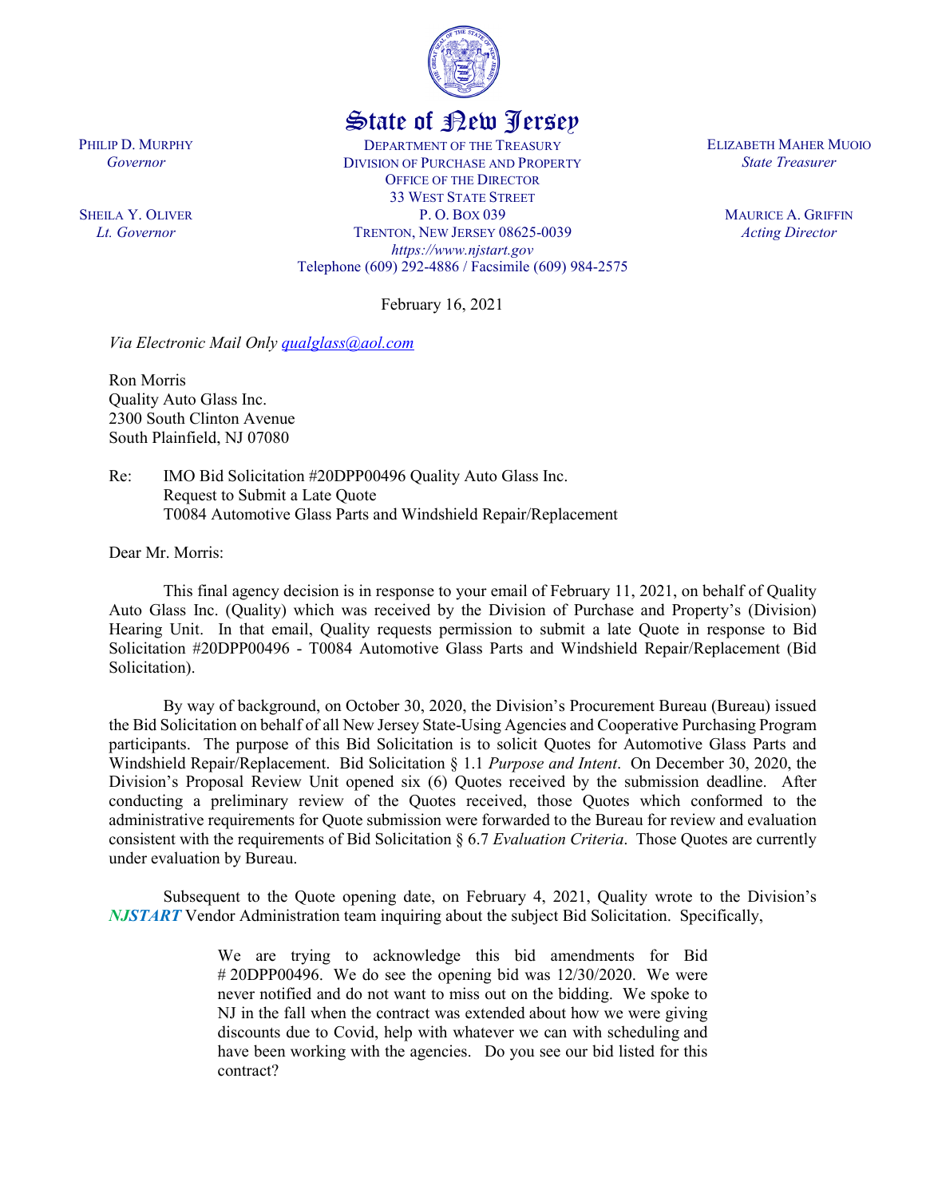# State of New Jersey

PHILIP D. MURPHY
*Governor*

SHEILA Y. OLIVER
*Lt. Governor*

DEPARTMENT OF THE TREASURY
DIVISION OF PURCHASE AND PROPERTY
OFFICE OF THE DIRECTOR
33 WEST STATE STREET
P. O. BOX 039
TRENTON, NEW JERSEY 08625-0039
*https://www.njstart.gov*
Telephone (609) 292-4886 / Facsimile (609) 984-2575

ELIZABETH MAHER MUOIO
*State Treasurer*

MAURICE A. GRIFFIN
*Acting Director*

February 16, 2021

*Via Electronic Mail Only qualglass@aol.com*

Ron Morris
Quality Auto Glass Inc.
2300 South Clinton Avenue
South Plainfield, NJ 07080

Re: IMO Bid Solicitation #20DPP00496 Quality Auto Glass Inc.
Request to Submit a Late Quote
T0084 Automotive Glass Parts and Windshield Repair/Replacement

Dear Mr. Morris:

This final agency decision is in response to your email of February 11, 2021, on behalf of Quality Auto Glass Inc. (Quality) which was received by the Division of Purchase and Property's (Division) Hearing Unit. In that email, Quality requests permission to submit a late Quote in response to Bid Solicitation #20DPP00496 - T0084 Automotive Glass Parts and Windshield Repair/Replacement (Bid Solicitation).

By way of background, on October 30, 2020, the Division's Procurement Bureau (Bureau) issued the Bid Solicitation on behalf of all New Jersey State-Using Agencies and Cooperative Purchasing Program participants. The purpose of this Bid Solicitation is to solicit Quotes for Automotive Glass Parts and Windshield Repair/Replacement. Bid Solicitation § 1.1 *Purpose and Intent*. On December 30, 2020, the Division's Proposal Review Unit opened six (6) Quotes received by the submission deadline. After conducting a preliminary review of the Quotes received, those Quotes which conformed to the administrative requirements for Quote submission were forwarded to the Bureau for review and evaluation consistent with the requirements of Bid Solicitation § 6.7 *Evaluation Criteria*. Those Quotes are currently under evaluation by Bureau.

Subsequent to the Quote opening date, on February 4, 2021, Quality wrote to the Division's ***NJSTART*** Vendor Administration team inquiring about the subject Bid Solicitation. Specifically,

> We are trying to acknowledge this bid amendments for Bid # 20DPP00496. We do see the opening bid was 12/30/2020. We were never notified and do not want to miss out on the bidding. We spoke to NJ in the fall when the contract was extended about how we were giving discounts due to Covid, help with whatever we can with scheduling and have been working with the agencies. Do you see our bid listed for this contract?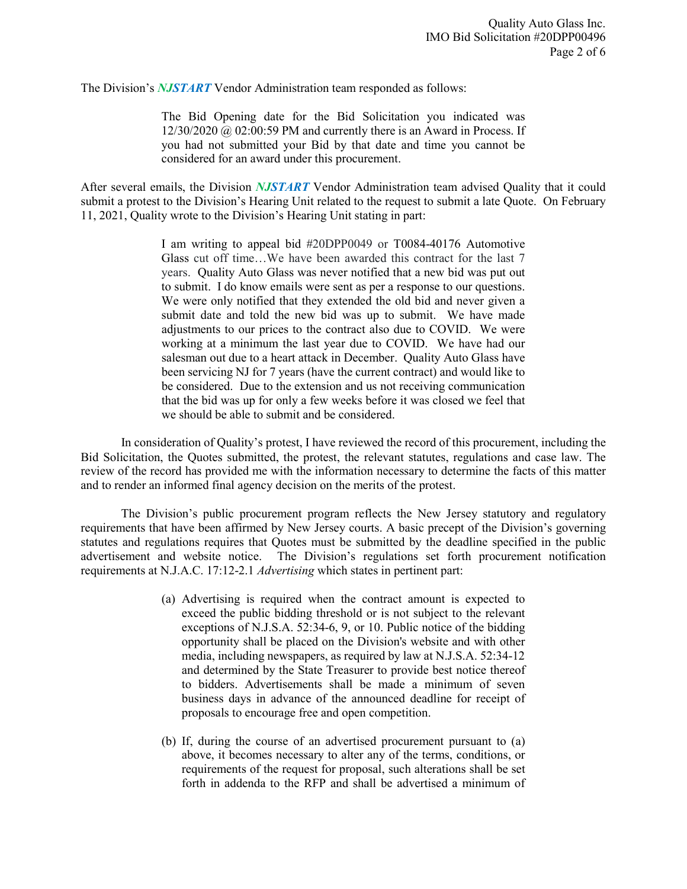The Division's ***NJSTART*** Vendor Administration team responded as follows:

> The Bid Opening date for the Bid Solicitation you indicated was 12/30/2020 @ 02:00:59 PM and currently there is an Award in Process. If you had not submitted your Bid by that date and time you cannot be considered for an award under this procurement.

After several emails, the Division ***NJSTART*** Vendor Administration team advised Quality that it could submit a protest to the Division's Hearing Unit related to the request to submit a late Quote. On February 11, 2021, Quality wrote to the Division's Hearing Unit stating in part:

> I am writing to appeal bid #20DPP0049 or T0084-40176 Automotive Glass cut off time…We have been awarded this contract for the last 7 years. Quality Auto Glass was never notified that a new bid was put out to submit. I do know emails were sent as per a response to our questions. We were only notified that they extended the old bid and never given a submit date and told the new bid was up to submit. We have made adjustments to our prices to the contract also due to COVID. We were working at a minimum the last year due to COVID. We have had our salesman out due to a heart attack in December. Quality Auto Glass have been servicing NJ for 7 years (have the current contract) and would like to be considered. Due to the extension and us not receiving communication that the bid was up for only a few weeks before it was closed we feel that we should be able to submit and be considered.

In consideration of Quality's protest, I have reviewed the record of this procurement, including the Bid Solicitation, the Quotes submitted, the protest, the relevant statutes, regulations and case law. The review of the record has provided me with the information necessary to determine the facts of this matter and to render an informed final agency decision on the merits of the protest.

The Division's public procurement program reflects the New Jersey statutory and regulatory requirements that have been affirmed by New Jersey courts. A basic precept of the Division's governing statutes and regulations requires that Quotes must be submitted by the deadline specified in the public advertisement and website notice. The Division's regulations set forth procurement notification requirements at N.J.A.C. 17:12-2.1 *Advertising* which states in pertinent part:

> (a) Advertising is required when the contract amount is expected to exceed the public bidding threshold or is not subject to the relevant exceptions of N.J.S.A. 52:34-6, 9, or 10. Public notice of the bidding opportunity shall be placed on the Division's website and with other media, including newspapers, as required by law at N.J.S.A. 52:34-12 and determined by the State Treasurer to provide best notice thereof to bidders. Advertisements shall be made a minimum of seven business days in advance of the announced deadline for receipt of proposals to encourage free and open competition.
>
> (b) If, during the course of an advertised procurement pursuant to (a) above, it becomes necessary to alter any of the terms, conditions, or requirements of the request for proposal, such alterations shall be set forth in addenda to the RFP and shall be advertised a minimum of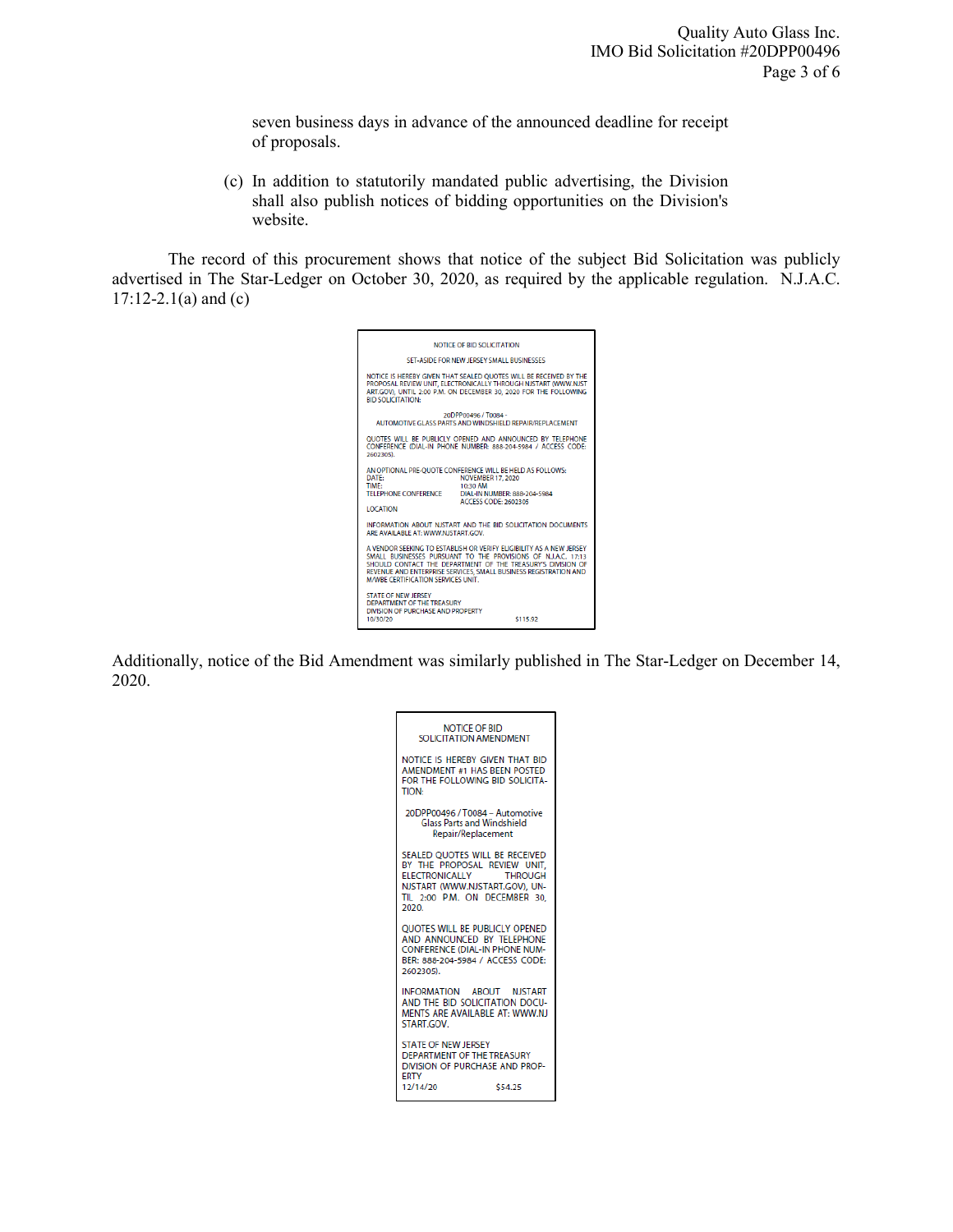seven business days in advance of the announced deadline for receipt of proposals.

(c) In addition to statutorily mandated public advertising, the Division shall also publish notices of bidding opportunities on the Division's website.

The record of this procurement shows that notice of the subject Bid Solicitation was publicly advertised in The Star-Ledger on October 30, 2020, as required by the applicable regulation. N.J.A.C. 17:12-2.1(a) and (c)

NOTICE OF BID SOLICITATION

SET-ASIDE FOR NEW JERSEY SMALL BUSINESSES

NOTICE IS HEREBY GIVEN THAT SEALED QUOTES WILL BE RECEIVED BY THE PROPOSAL REVIEW UNIT, ELECTRONICALLY THROUGH NJSTART (WWW.NJSTART.GOV), UNTIL 2:00 P.M. ON DECEMBER 30, 2020 FOR THE FOLLOWING BID SOLICITATION:

20DPP00496 / T0084 -
AUTOMOTIVE GLASS PARTS AND WINDSHIELD REPAIR/REPLACEMENT

QUOTES WILL BE PUBLICLY OPENED AND ANNOUNCED BY TELEPHONE CONFERENCE (DIAL-IN PHONE NUMBER: 888-204-5984 / ACCESS CODE: 2602305).

AN OPTIONAL PRE-QUOTE CONFERENCE WILL BE HELD AS FOLLOWS:
DATE: NOVEMBER 17, 2020
TIME: 10:30 AM
TELEPHONE CONFERENCE DIAL-IN NUMBER: 888-204-5984
ACCESS CODE: 2602305
LOCATION

INFORMATION ABOUT NJSTART AND THE BID SOLICITATION DOCUMENTS ARE AVAILABLE AT: WWW.NJSTART.GOV.

A VENDOR SEEKING TO ESTABLISH OR VERIFY ELIGIBILITY AS A NEW JERSEY SMALL BUSINESSES PURSUANT TO THE PROVISIONS OF N.J.A.C. 17:13 SHOULD CONTACT THE DEPARTMENT OF THE TREASURY'S DIVISION OF REVENUE AND ENTERPRISE SERVICES, SMALL BUSINESS REGISTRATION AND M/WBE CERTIFICATION SERVICES UNIT.

STATE OF NEW JERSEY
DEPARTMENT OF THE TREASURY
DIVISION OF PURCHASE AND PROPERTY
10/30/20 $115.92

Additionally, notice of the Bid Amendment was similarly published in The Star-Ledger on December 14, 2020.

NOTICE OF BID SOLICITATION AMENDMENT

NOTICE IS HEREBY GIVEN THAT BID AMENDMENT #1 HAS BEEN POSTED FOR THE FOLLOWING BID SOLICITATION:

20DPP00496 / T0084 – Automotive Glass Parts and Windshield Repair/Replacement

SEALED QUOTES WILL BE RECEIVED BY THE PROPOSAL REVIEW UNIT, ELECTRONICALLY THROUGH NJSTART (WWW.NJSTART.GOV), UNTIL 2:00 P.M. ON DECEMBER 30, 2020.

QUOTES WILL BE PUBLICLY OPENED AND ANNOUNCED BY TELEPHONE CONFERENCE (DIAL-IN PHONE NUMBER: 888-204-5984 / ACCESS CODE: 2602305).

INFORMATION ABOUT NJSTART AND THE BID SOLICITATION DOCUMENTS ARE AVAILABLE AT: WWW.NJSTART.GOV.

STATE OF NEW JERSEY
DEPARTMENT OF THE TREASURY
DIVISION OF PURCHASE AND PROPERTY
12/14/20 $54.25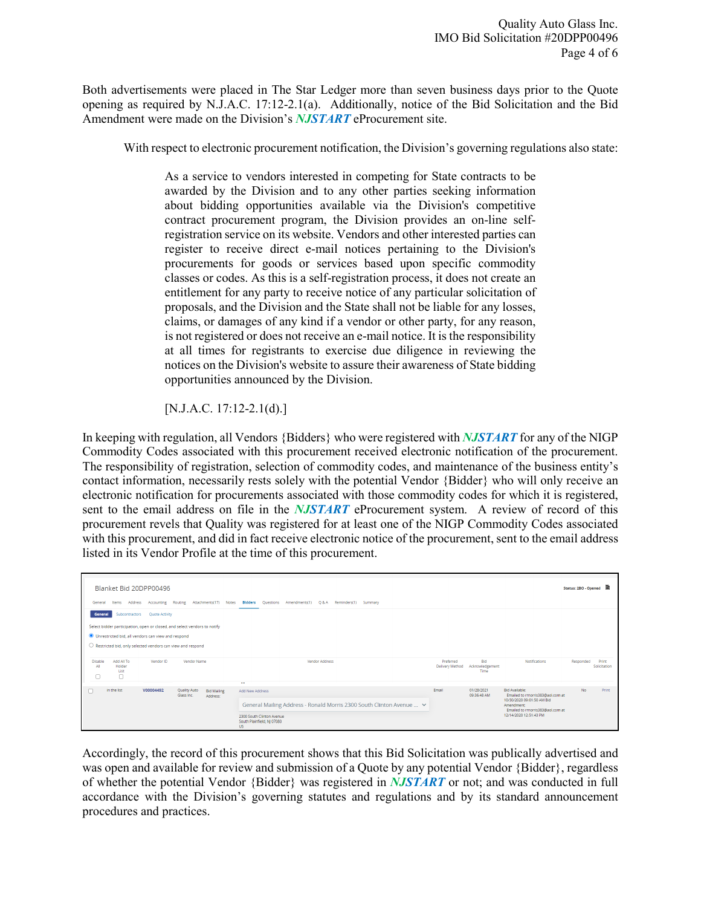Both advertisements were placed in The Star Ledger more than seven business days prior to the Quote opening as required by N.J.A.C. 17:12-2.1(a). Additionally, notice of the Bid Solicitation and the Bid Amendment were made on the Division's ***NJSTART*** eProcurement site.

With respect to electronic procurement notification, the Division's governing regulations also state:

> As a service to vendors interested in competing for State contracts to be awarded by the Division and to any other parties seeking information about bidding opportunities available via the Division's competitive contract procurement program, the Division provides an on-line self-registration service on its website. Vendors and other interested parties can register to receive direct e-mail notices pertaining to the Division's procurements for goods or services based upon specific commodity classes or codes. As this is a self-registration process, it does not create an entitlement for any party to receive notice of any particular solicitation of proposals, and the Division and the State shall not be liable for any losses, claims, or damages of any kind if a vendor or other party, for any reason, is not registered or does not receive an e-mail notice. It is the responsibility at all times for registrants to exercise due diligence in reviewing the notices on the Division's website to assure their awareness of State bidding opportunities announced by the Division.
>
> [N.J.A.C. 17:12-2.1(d).]

In keeping with regulation, all Vendors {Bidders} who were registered with ***NJSTART*** for any of the NIGP Commodity Codes associated with this procurement received electronic notification of the procurement. The responsibility of registration, selection of commodity codes, and maintenance of the business entity's contact information, necessarily rests solely with the potential Vendor {Bidder} who will only receive an electronic notification for procurements associated with those commodity codes for which it is registered, sent to the email address on file in the ***NJSTART*** eProcurement system. A review of record of this procurement revels that Quality was registered for at least one of the NIGP Commodity Codes associated with this procurement, and did in fact receive electronic notice of the procurement, sent to the email address listed in its Vendor Profile at the time of this procurement.

Blanket Bid 20DPP00496 — Status: 2BO - Opened

General | Items | Address | Accounting | Routing | Attachments(17) | Notes | **Bidders** | Questions | Amendments(1) | Q & A | Reminders(1) | Summary

**General** | Subcontractors | Quote Activity

Select bidder participation, open or closed, and select vendors to notify

- (•) Unrestricted bid, all vendors can view and respond
- ( ) Restricted bid, only selected vendors can view and respond

| Disable All | Add All To Holder List | Vendor ID | Vendor Name | Vendor Address | Preferred Delivery Method | Bid Acknowledgement Time | Notifications | Responded | Print Solicitation |
|---|---|---|---|---|---|---|---|---|---|
| ☐ | In the list | V00004492 | Quality Auto Glass Inc. | Bid Mailing Address: Add New Address; General Mailing Address - Ronald Morris 2300 South Clinton Avenue ...; 2300 South Clinton Avenue South Plainfield, NJ 07080 US | Email | 01/28/2021 09:36:48 AM | Bid Available: Emailed to rmorris383@aol.com at 10/30/2020 09:01:50 AM Bid Amendment: Emailed to rmorris383@aol.com at 12/14/2020 12:51:43 PM | No | Print |

Accordingly, the record of this procurement shows that this Bid Solicitation was publically advertised and was open and available for review and submission of a Quote by any potential Vendor {Bidder}, regardless of whether the potential Vendor {Bidder} was registered in ***NJSTART*** or not; and was conducted in full accordance with the Division's governing statutes and regulations and by its standard announcement procedures and practices.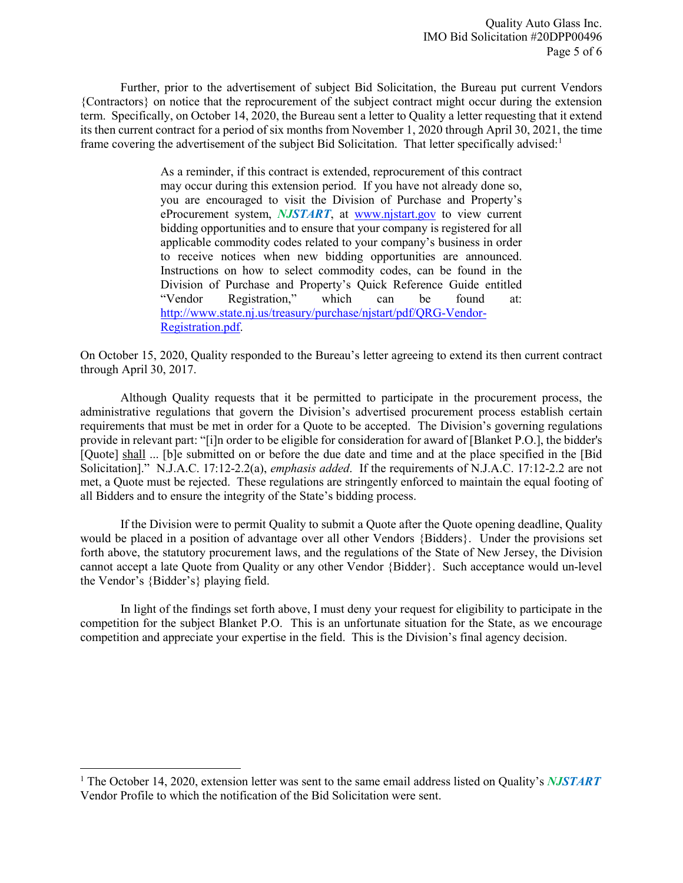Further, prior to the advertisement of subject Bid Solicitation, the Bureau put current Vendors {Contractors} on notice that the reprocurement of the subject contract might occur during the extension term. Specifically, on October 14, 2020, the Bureau sent a letter to Quality a letter requesting that it extend its then current contract for a period of six months from November 1, 2020 through April 30, 2021, the time frame covering the advertisement of the subject Bid Solicitation. That letter specifically advised:[1]

> As a reminder, if this contract is extended, reprocurement of this contract may occur during this extension period. If you have not already done so, you are encouraged to visit the Division of Purchase and Property's eProcurement system, ***NJSTART***, at www.njstart.gov to view current bidding opportunities and to ensure that your company is registered for all applicable commodity codes related to your company's business in order to receive notices when new bidding opportunities are announced. Instructions on how to select commodity codes, can be found in the Division of Purchase and Property's Quick Reference Guide entitled "Vendor Registration," which can be found at: http://www.state.nj.us/treasury/purchase/njstart/pdf/QRG-Vendor-Registration.pdf.

On October 15, 2020, Quality responded to the Bureau's letter agreeing to extend its then current contract through April 30, 2017.

Although Quality requests that it be permitted to participate in the procurement process, the administrative regulations that govern the Division's advertised procurement process establish certain requirements that must be met in order for a Quote to be accepted. The Division's governing regulations provide in relevant part: "[i]n order to be eligible for consideration for award of [Blanket P.O.], the bidder's [Quote] <u>shall</u> ... [b]e submitted on or before the due date and time and at the place specified in the [Bid Solicitation]." N.J.A.C. 17:12-2.2(a), *emphasis added*. If the requirements of N.J.A.C. 17:12-2.2 are not met, a Quote must be rejected. These regulations are stringently enforced to maintain the equal footing of all Bidders and to ensure the integrity of the State's bidding process.

If the Division were to permit Quality to submit a Quote after the Quote opening deadline, Quality would be placed in a position of advantage over all other Vendors {Bidders}. Under the provisions set forth above, the statutory procurement laws, and the regulations of the State of New Jersey, the Division cannot accept a late Quote from Quality or any other Vendor {Bidder}. Such acceptance would un-level the Vendor's {Bidder's} playing field.

In light of the findings set forth above, I must deny your request for eligibility to participate in the competition for the subject Blanket P.O. This is an unfortunate situation for the State, as we encourage competition and appreciate your expertise in the field. This is the Division's final agency decision.

---

[1] The October 14, 2020, extension letter was sent to the same email address listed on Quality's ***NJSTART*** Vendor Profile to which the notification of the Bid Solicitation were sent.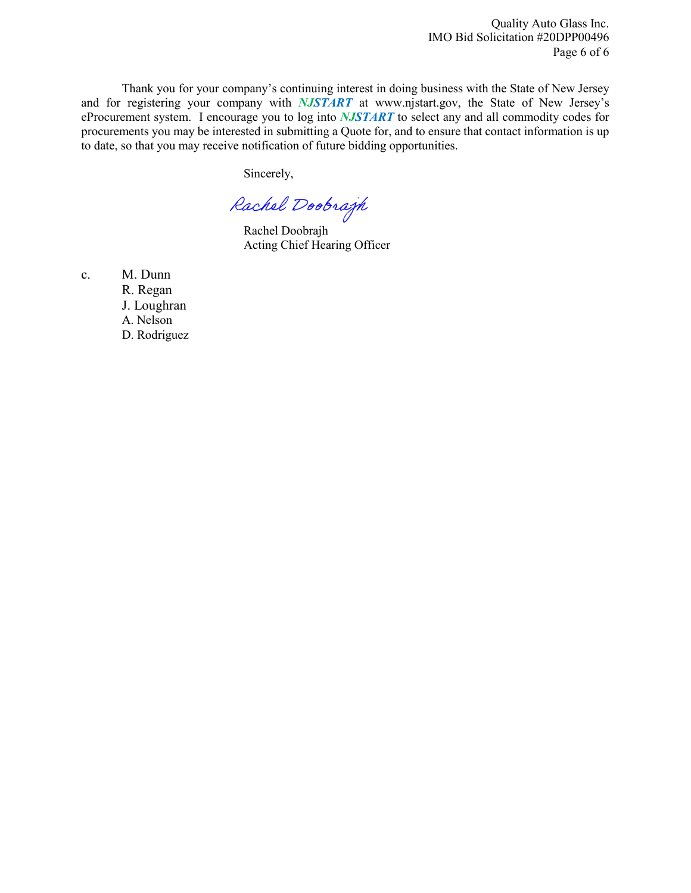Thank you for your company's continuing interest in doing business with the State of New Jersey and for registering your company with ***NJSTART*** at www.njstart.gov, the State of New Jersey's eProcurement system. I encourage you to log into ***NJSTART*** to select any and all commodity codes for procurements you may be interested in submitting a Quote for, and to ensure that contact information is up to date, so that you may receive notification of future bidding opportunities.

Sincerely,

Rachel Doobrajh

Rachel Doobrajh
Acting Chief Hearing Officer

c. M. Dunn
R. Regan
J. Loughran
A. Nelson
D. Rodriguez